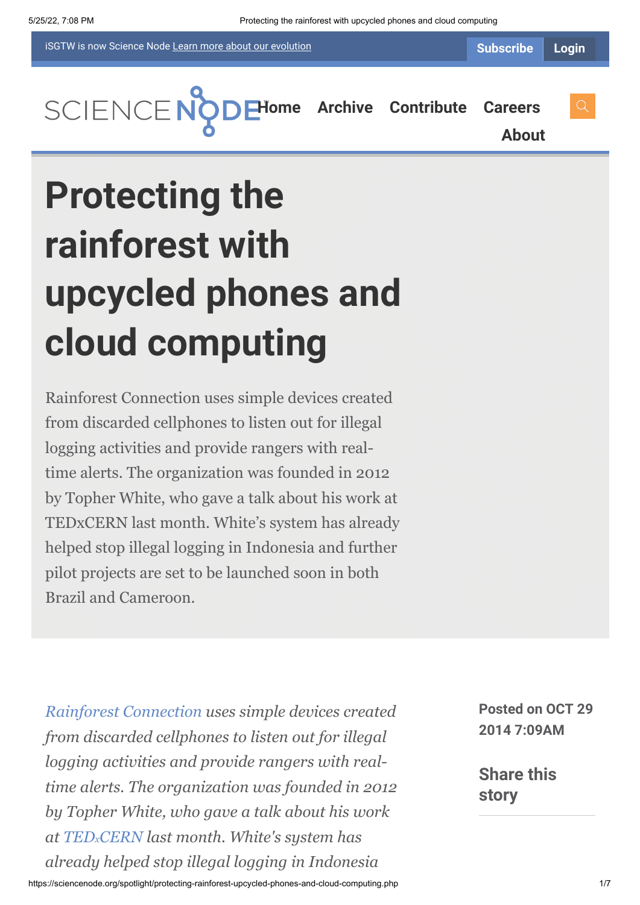iSGTW is now Science Node Learn more about our evolution

Subscribe Login

SCIENCE NODE Home Archive Contribute Careers About

# Protecting the rainforest with upcycled phones and cloud computing

Rainforest Connection uses simple devices created from discarded cellphones to listen out for illegal logging activities and provide rangers with real-time alerts. The organization was founded in 2012 by Topher White, who gave a talk about his work at TEDxCERN last month. White's system has already helped stop illegal logging in Indonesia and further pilot projects are set to be launched soon in both Brazil and Cameroon.

**Posted on OCT 29 2014 7:09AM**

**Share this story**

*Rainforest Connection uses simple devices created from discarded cellphones to listen out for illegal logging activities and provide rangers with real-time alerts. The organization was founded in 2012 by Topher White, who gave a talk about his work at TEDxCERN last month. White's system has already helped stop illegal logging in Indonesia*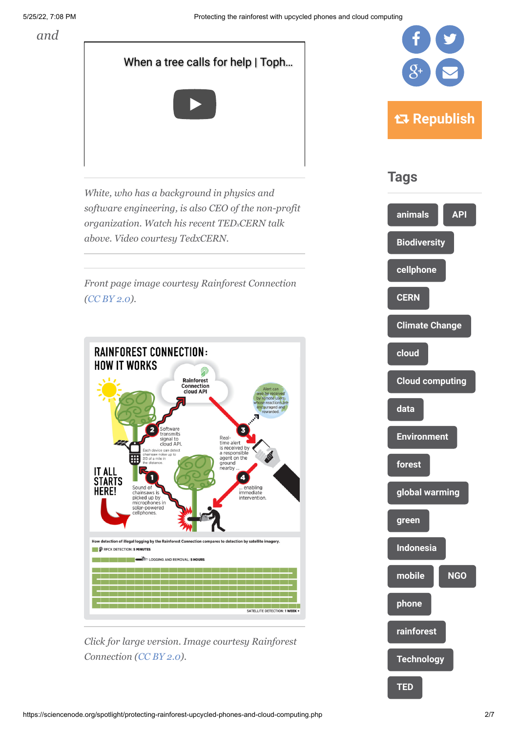*and*

When a tree calls for help | Toph...

*White, who has a background in physics and software engineering, is also CEO of the non-profit organization. Watch his recent TEDxCERN talk above. Video courtesy TedxCERN.*

*Front page image courtesy Rainforest Connection ([CC BY 2.0](CC BY 2.0)).*

*Click for large version. Image courtesy Rainforest Connection ([CC BY 2.0](CC BY 2.0)).*

Republish

## Tags

animals · API · Biodiversity · cellphone · CERN · Climate Change · cloud · Cloud computing · data · Environment · forest · global warming · green · Indonesia · mobile · NGO · phone · rainforest · Technology · TED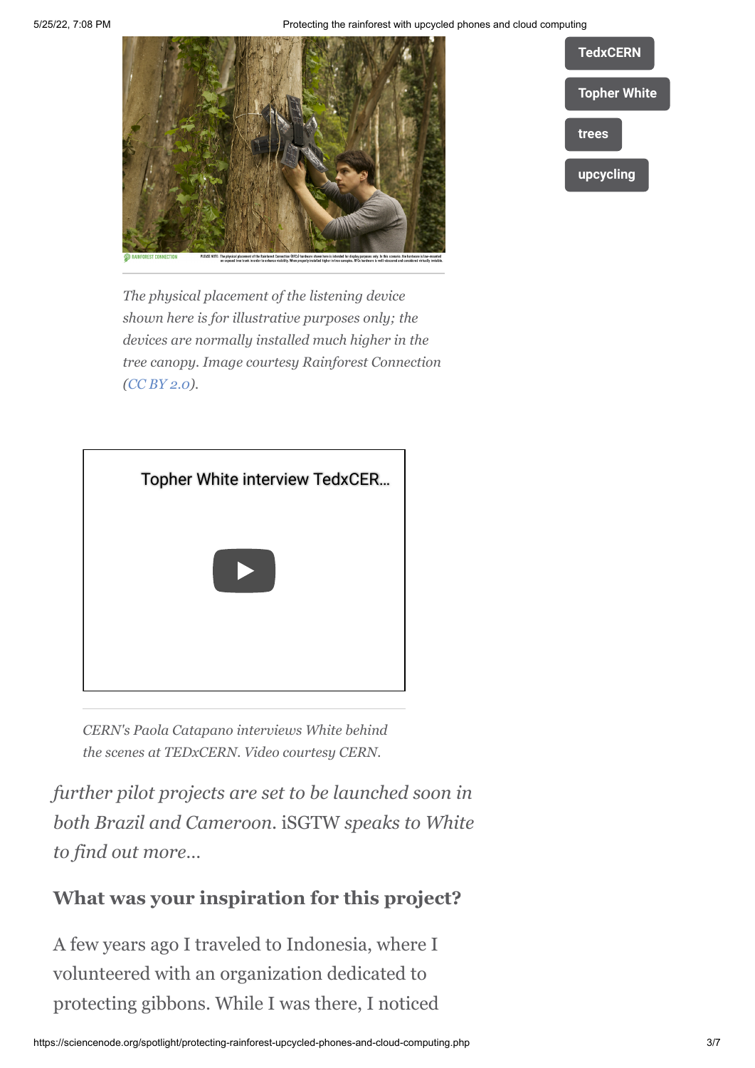The physical placement of the listening device shown here is for illustrative purposes only; the devices are normally installed much higher in the tree canopy. Image courtesy Rainforest Connection (CC BY 2.0).

TedxCERN

Topher White

trees

upcycling

Topher White interview TedxCER...

CERN's Paola Catapano interviews White behind the scenes at TEDxCERN. Video courtesy CERN.

*further pilot projects are set to be launched soon in both Brazil and Cameroon.* iSGTW *speaks to White to find out more…*

### What was your inspiration for this project?

A few years ago I traveled to Indonesia, where I volunteered with an organization dedicated to protecting gibbons. While I was there, I noticed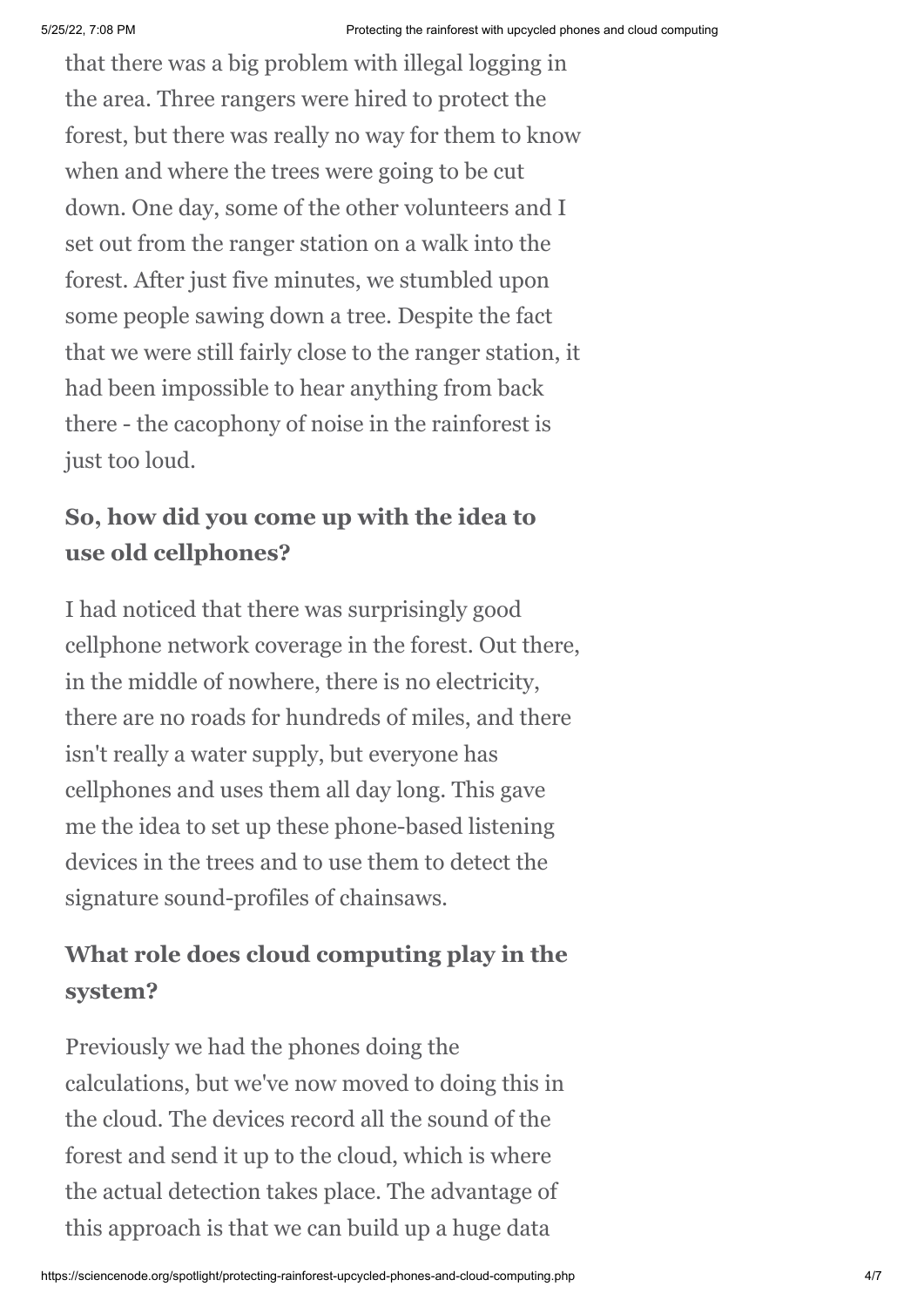that there was a big problem with illegal logging in the area. Three rangers were hired to protect the forest, but there was really no way for them to know when and where the trees were going to be cut down. One day, some of the other volunteers and I set out from the ranger station on a walk into the forest. After just five minutes, we stumbled upon some people sawing down a tree. Despite the fact that we were still fairly close to the ranger station, it had been impossible to hear anything from back there - the cacophony of noise in the rainforest is just too loud.

**So, how did you come up with the idea to use old cellphones?**

I had noticed that there was surprisingly good cellphone network coverage in the forest. Out there, in the middle of nowhere, there is no electricity, there are no roads for hundreds of miles, and there isn't really a water supply, but everyone has cellphones and uses them all day long. This gave me the idea to set up these phone-based listening devices in the trees and to use them to detect the signature sound-profiles of chainsaws.

**What role does cloud computing play in the system?**

Previously we had the phones doing the calculations, but we've now moved to doing this in the cloud. The devices record all the sound of the forest and send it up to the cloud, which is where the actual detection takes place. The advantage of this approach is that we can build up a huge data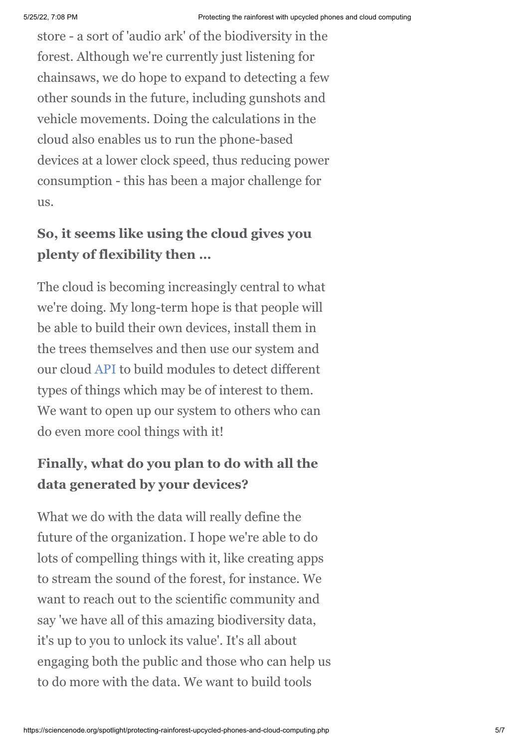store - a sort of 'audio ark' of the biodiversity in the forest. Although we're currently just listening for chainsaws, we do hope to expand to detecting a few other sounds in the future, including gunshots and vehicle movements. Doing the calculations in the cloud also enables us to run the phone-based devices at a lower clock speed, thus reducing power consumption - this has been a major challenge for us.

**So, it seems like using the cloud gives you plenty of flexibility then ...**

The cloud is becoming increasingly central to what we're doing. My long-term hope is that people will be able to build their own devices, install them in the trees themselves and then use our system and our cloud API to build modules to detect different types of things which may be of interest to them. We want to open up our system to others who can do even more cool things with it!

**Finally, what do you plan to do with all the data generated by your devices?**

What we do with the data will really define the future of the organization. I hope we're able to do lots of compelling things with it, like creating apps to stream the sound of the forest, for instance. We want to reach out to the scientific community and say 'we have all of this amazing biodiversity data, it's up to you to unlock its value'. It's all about engaging both the public and those who can help us to do more with the data. We want to build tools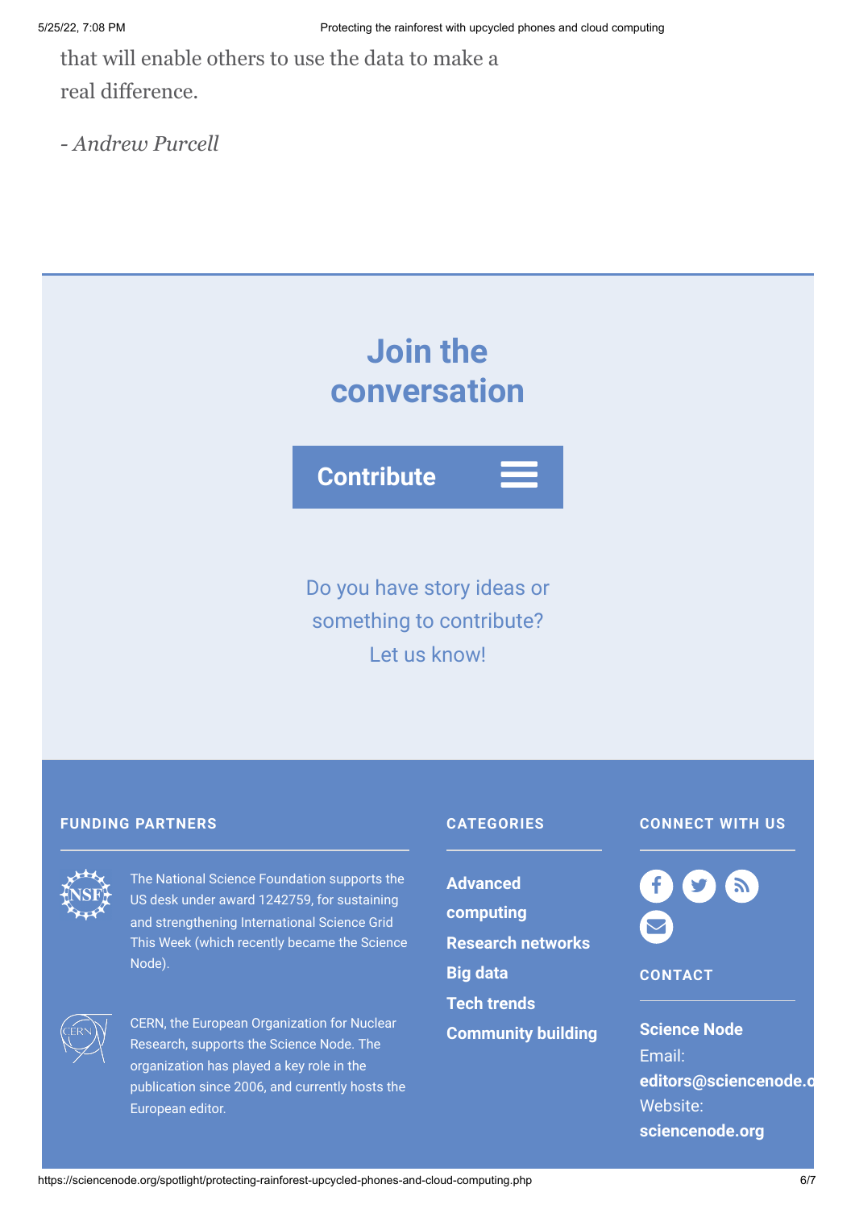that will enable others to use the data to make a real difference.

*- Andrew Purcell*

## Join the conversation

**Contribute**

Do you have story ideas or something to contribute? Let us know!

### FUNDING PARTNERS

The National Science Foundation supports the US desk under award 1242759, for sustaining and strengthening International Science Grid This Week (which recently became the Science Node).

CERN, the European Organization for Nuclear Research, supports the Science Node. The organization has played a key role in the publication since 2006, and currently hosts the European editor.

### CATEGORIES

- **Advanced computing**
- **Research networks**
- **Big data**
- **Tech trends**
- **Community building**

### CONNECT WITH US

### CONTACT

**Science Node**
Email: **editors@sciencenode.o**
Website: **sciencenode.org**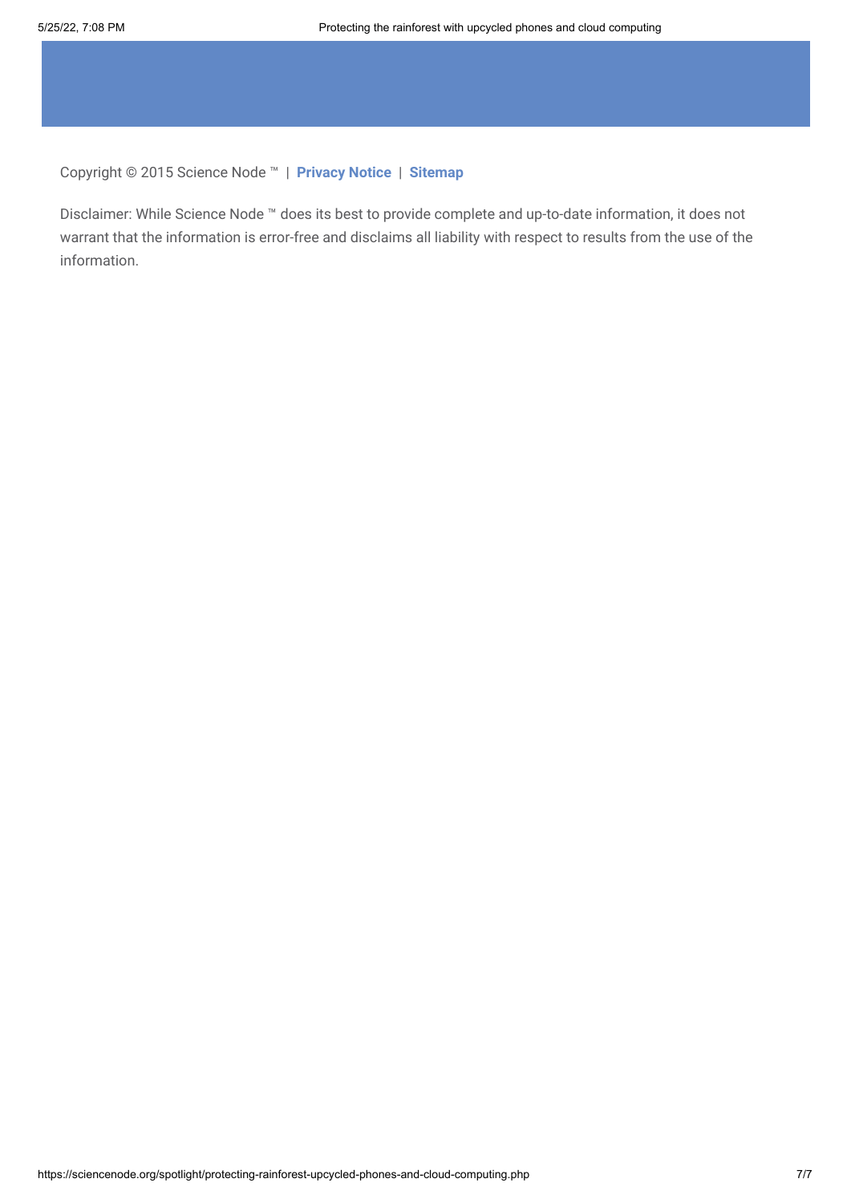Copyright © 2015 Science Node ™ | **Privacy Notice** | **Sitemap**

Disclaimer: While Science Node ™ does its best to provide complete and up-to-date information, it does not warrant that the information is error-free and disclaims all liability with respect to results from the use of the information.